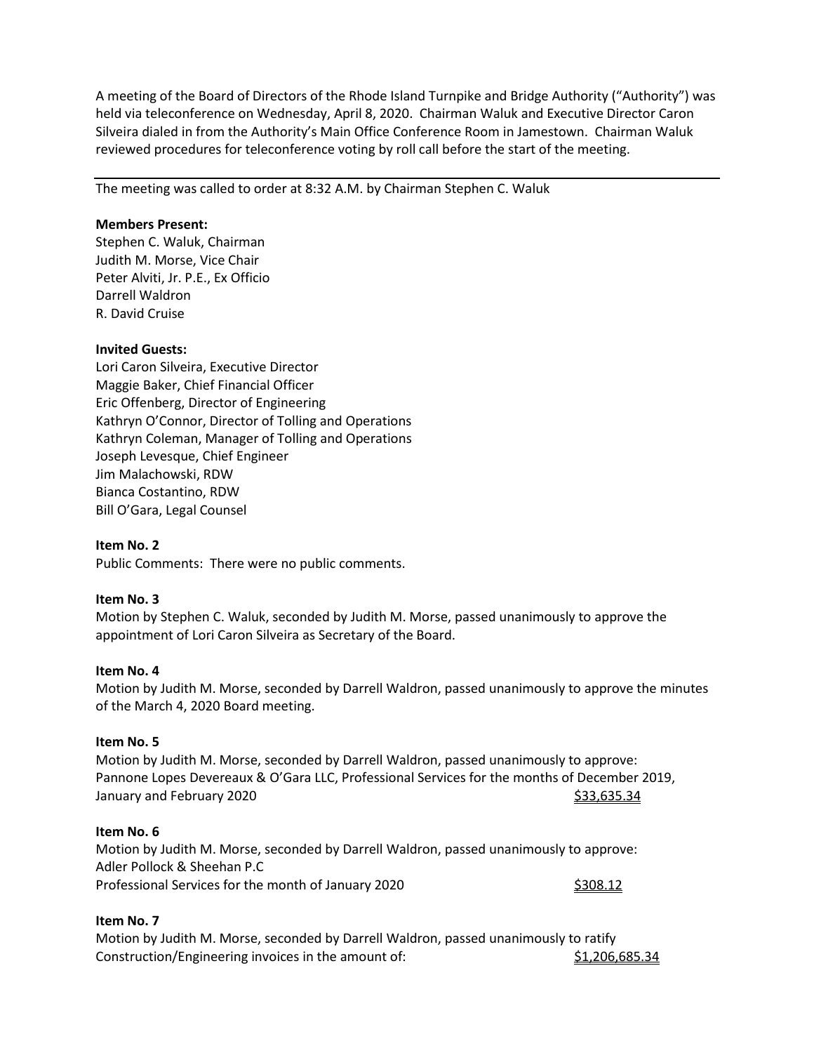A meeting of the Board of Directors of the Rhode Island Turnpike and Bridge Authority ("Authority") was held via teleconference on Wednesday, April 8, 2020. Chairman Waluk and Executive Director Caron Silveira dialed in from the Authority's Main Office Conference Room in Jamestown. Chairman Waluk reviewed procedures for teleconference voting by roll call before the start of the meeting.

---

The meeting was called to order at 8:32 A.M. by Chairman Stephen C. Waluk

**Members Present:**
Stephen C. Waluk, Chairman
Judith M. Morse, Vice Chair
Peter Alviti, Jr. P.E., Ex Officio
Darrell Waldron
R. David Cruise

**Invited Guests:**
Lori Caron Silveira, Executive Director
Maggie Baker, Chief Financial Officer
Eric Offenberg, Director of Engineering
Kathryn O'Connor, Director of Tolling and Operations
Kathryn Coleman, Manager of Tolling and Operations
Joseph Levesque, Chief Engineer
Jim Malachowski, RDW
Bianca Costantino, RDW
Bill O'Gara, Legal Counsel

**Item No. 2**
Public Comments: There were no public comments.

**Item No. 3**
Motion by Stephen C. Waluk, seconded by Judith M. Morse, passed unanimously to approve the appointment of Lori Caron Silveira as Secretary of the Board.

**Item No. 4**
Motion by Judith M. Morse, seconded by Darrell Waldron, passed unanimously to approve the minutes of the March 4, 2020 Board meeting.

**Item No. 5**
Motion by Judith M. Morse, seconded by Darrell Waldron, passed unanimously to approve:
Pannone Lopes Devereaux & O'Gara LLC, Professional Services for the months of December 2019, January and February 2020 $33,635.34

**Item No. 6**
Motion by Judith M. Morse, seconded by Darrell Waldron, passed unanimously to approve:
Adler Pollock & Sheehan P.C
Professional Services for the month of January 2020 $308.12

**Item No. 7**
Motion by Judith M. Morse, seconded by Darrell Waldron, passed unanimously to ratify Construction/Engineering invoices in the amount of: $1,206,685.34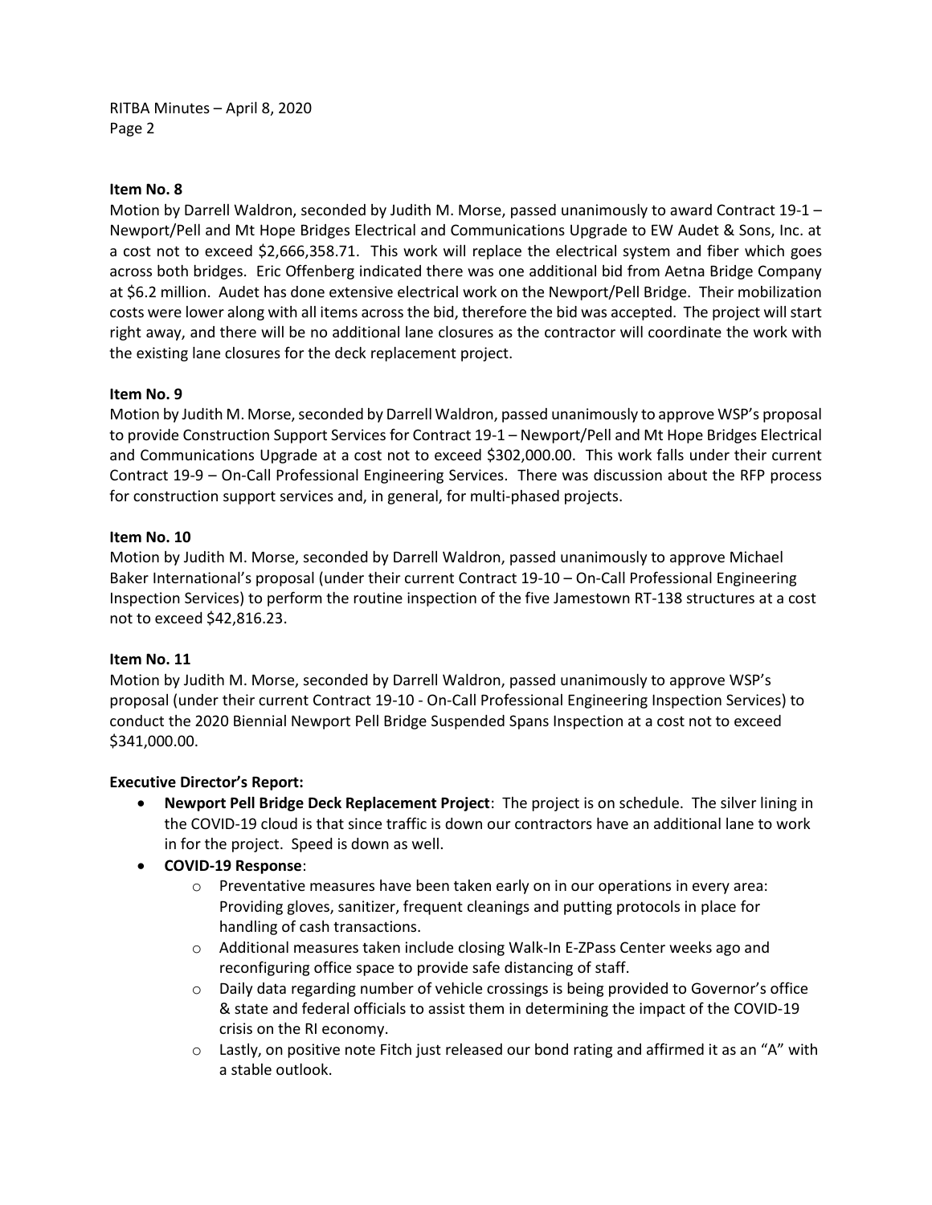**Item No. 8**

Motion by Darrell Waldron, seconded by Judith M. Morse, passed unanimously to award Contract 19-1 – Newport/Pell and Mt Hope Bridges Electrical and Communications Upgrade to EW Audet & Sons, Inc. at a cost not to exceed $2,666,358.71. This work will replace the electrical system and fiber which goes across both bridges. Eric Offenberg indicated there was one additional bid from Aetna Bridge Company at $6.2 million. Audet has done extensive electrical work on the Newport/Pell Bridge. Their mobilization costs were lower along with all items across the bid, therefore the bid was accepted. The project will start right away, and there will be no additional lane closures as the contractor will coordinate the work with the existing lane closures for the deck replacement project.

**Item No. 9**

Motion by Judith M. Morse, seconded by Darrell Waldron, passed unanimously to approve WSP's proposal to provide Construction Support Services for Contract 19-1 – Newport/Pell and Mt Hope Bridges Electrical and Communications Upgrade at a cost not to exceed $302,000.00. This work falls under their current Contract 19-9 – On-Call Professional Engineering Services. There was discussion about the RFP process for construction support services and, in general, for multi-phased projects.

**Item No. 10**

Motion by Judith M. Morse, seconded by Darrell Waldron, passed unanimously to approve Michael Baker International's proposal (under their current Contract 19-10 – On-Call Professional Engineering Inspection Services) to perform the routine inspection of the five Jamestown RT-138 structures at a cost not to exceed $42,816.23.

**Item No. 11**

Motion by Judith M. Morse, seconded by Darrell Waldron, passed unanimously to approve WSP's proposal (under their current Contract 19-10 - On-Call Professional Engineering Inspection Services) to conduct the 2020 Biennial Newport Pell Bridge Suspended Spans Inspection at a cost not to exceed $341,000.00.

**Executive Director's Report:**

- **Newport Pell Bridge Deck Replacement Project**: The project is on schedule. The silver lining in the COVID-19 cloud is that since traffic is down our contractors have an additional lane to work in for the project. Speed is down as well.
- **COVID-19 Response**:
  - Preventative measures have been taken early on in our operations in every area: Providing gloves, sanitizer, frequent cleanings and putting protocols in place for handling of cash transactions.
  - Additional measures taken include closing Walk-In E-ZPass Center weeks ago and reconfiguring office space to provide safe distancing of staff.
  - Daily data regarding number of vehicle crossings is being provided to Governor's office & state and federal officials to assist them in determining the impact of the COVID-19 crisis on the RI economy.
  - Lastly, on positive note Fitch just released our bond rating and affirmed it as an "A" with a stable outlook.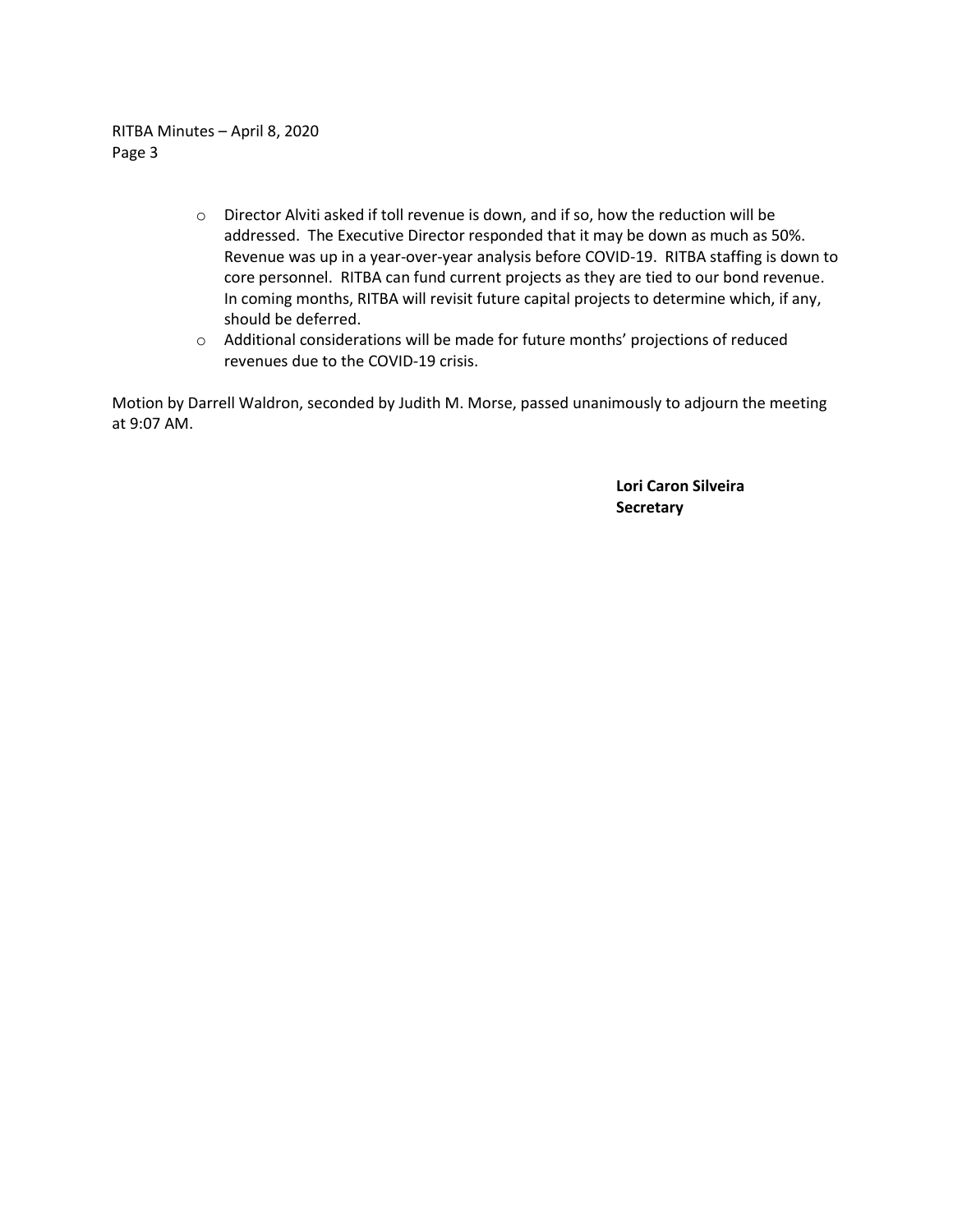- Director Alviti asked if toll revenue is down, and if so, how the reduction will be addressed. The Executive Director responded that it may be down as much as 50%. Revenue was up in a year-over-year analysis before COVID-19. RITBA staffing is down to core personnel. RITBA can fund current projects as they are tied to our bond revenue. In coming months, RITBA will revisit future capital projects to determine which, if any, should be deferred.
- Additional considerations will be made for future months' projections of reduced revenues due to the COVID-19 crisis.

Motion by Darrell Waldron, seconded by Judith M. Morse, passed unanimously to adjourn the meeting at 9:07 AM.

**Lori Caron Silveira**
**Secretary**